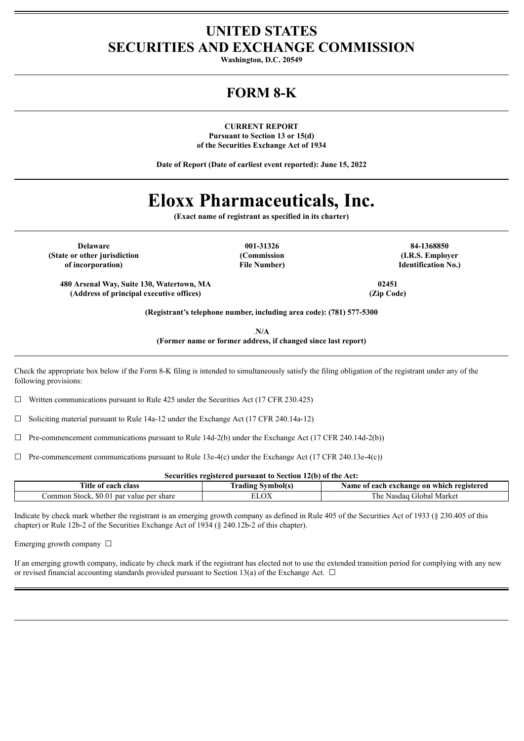# UNITED STATES
# SECURITIES AND EXCHANGE COMMISSION

**Washington, D.C. 20549**

# FORM 8-K

**CURRENT REPORT**
**Pursuant to Section 13 or 15(d)**
**of the Securities Exchange Act of 1934**

**Date of Report (Date of earliest event reported): June 15, 2022**

# Eloxx Pharmaceuticals, Inc.

**(Exact name of registrant as specified in its charter)**

| **Delaware** | **001-31326** | **84-1368850** |
|---|---|---|
| **(State or other jurisdiction of incorporation)** | **(Commission File Number)** | **(I.R.S. Employer Identification No.)** |

| **480 Arsenal Way, Suite 130, Watertown, MA** | **02451** |
|---|---|
| **(Address of principal executive offices)** | **(Zip Code)** |

**(Registrant's telephone number, including area code): (781) 577-5300**

.**N/A**
**(Former name or former address, if changed since last report)**

Check the appropriate box below if the Form 8-K filing is intended to simultaneously satisfy the filing obligation of the registrant under any of the following provisions:

☐ Written communications pursuant to Rule 425 under the Securities Act (17 CFR 230.425)

☐ Soliciting material pursuant to Rule 14a-12 under the Exchange Act (17 CFR 240.14a-12)

☐ Pre-commencement communications pursuant to Rule 14d-2(b) under the Exchange Act (17 CFR 240.14d-2(b))

☐ Pre-commencement communications pursuant to Rule 13e-4(c) under the Exchange Act (17 CFR 240.13e-4(c))

**Securities registered pursuant to Section 12(b) of the Act:**

| Title of each class | Trading Symbol(s) | Name of each exchange on which registered |
|---|---|---|
| Common Stock, $0.01 par value per share | ELOX | The Nasdaq Global Market |

Indicate by check mark whether the registrant is an emerging growth company as defined in Rule 405 of the Securities Act of 1933 (§ 230.405 of this chapter) or Rule 12b-2 of the Securities Exchange Act of 1934 (§ 240.12b-2 of this chapter).

Emerging growth company ☐

If an emerging growth company, indicate by check mark if the registrant has elected not to use the extended transition period for complying with any new or revised financial accounting standards provided pursuant to Section 13(a) of the Exchange Act. ☐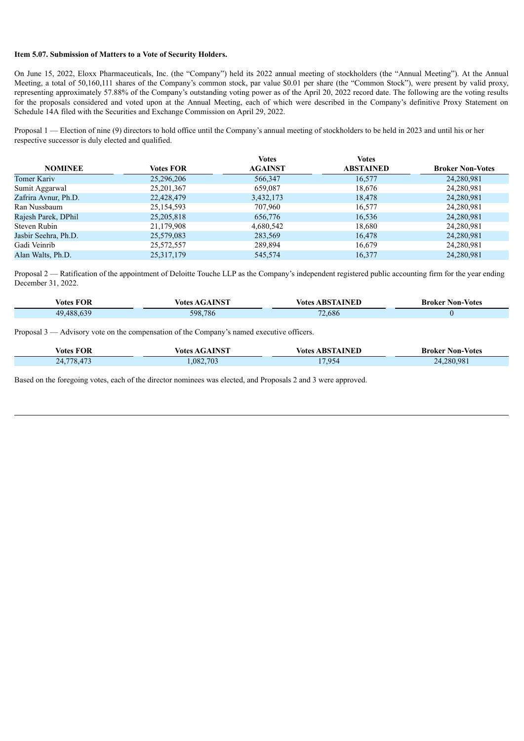**Item 5.07. Submission of Matters to a Vote of Security Holders.**

On June 15, 2022, Eloxx Pharmaceuticals, Inc. (the "Company") held its 2022 annual meeting of stockholders (the "Annual Meeting"). At the Annual Meeting, a total of 50,160,111 shares of the Company's common stock, par value $0.01 per share (the "Common Stock"), were present by valid proxy, representing approximately 57.88% of the Company's outstanding voting power as of the April 20, 2022 record date. The following are the voting results for the proposals considered and voted upon at the Annual Meeting, each of which were described in the Company's definitive Proxy Statement on Schedule 14A filed with the Securities and Exchange Commission on April 29, 2022.

Proposal 1 — Election of nine (9) directors to hold office until the Company's annual meeting of stockholders to be held in 2023 and until his or her respective successor is duly elected and qualified.

| NOMINEE | Votes FOR | Votes AGAINST | Votes ABSTAINED | Broker Non-Votes |
|---|---|---|---|---|
| Tomer Kariv | 25,296,206 | 566,347 | 16,577 | 24,280,981 |
| Sumit Aggarwal | 25,201,367 | 659,087 | 18,676 | 24,280,981 |
| Zafrira Avnur, Ph.D. | 22,428,479 | 3,432,173 | 18,478 | 24,280,981 |
| Ran Nussbaum | 25,154,593 | 707,960 | 16,577 | 24,280,981 |
| Rajesh Parek, DPhil | 25,205,818 | 656,776 | 16,536 | 24,280,981 |
| Steven Rubin | 21,179,908 | 4,680,542 | 18,680 | 24,280,981 |
| Jasbir Seehra, Ph.D. | 25,579,083 | 283,569 | 16,478 | 24,280,981 |
| Gadi Veinrib | 25,572,557 | 289,894 | 16,679 | 24,280,981 |
| Alan Walts, Ph.D. | 25,317,179 | 545,574 | 16,377 | 24,280,981 |

Proposal 2 — Ratification of the appointment of Deloitte Touche LLP as the Company's independent registered public accounting firm for the year ending December 31, 2022.

| Votes FOR | Votes AGAINST | Votes ABSTAINED | Broker Non-Votes |
|---|---|---|---|
| 49,488,639 | 598,786 | 72,686 | 0 |

Proposal 3 — Advisory vote on the compensation of the Company's named executive officers.

| Votes FOR | Votes AGAINST | Votes ABSTAINED | Broker Non-Votes |
|---|---|---|---|
| 24,778,473 | 1,082,703 | 17,954 | 24,280,981 |

Based on the foregoing votes, each of the director nominees was elected, and Proposals 2 and 3 were approved.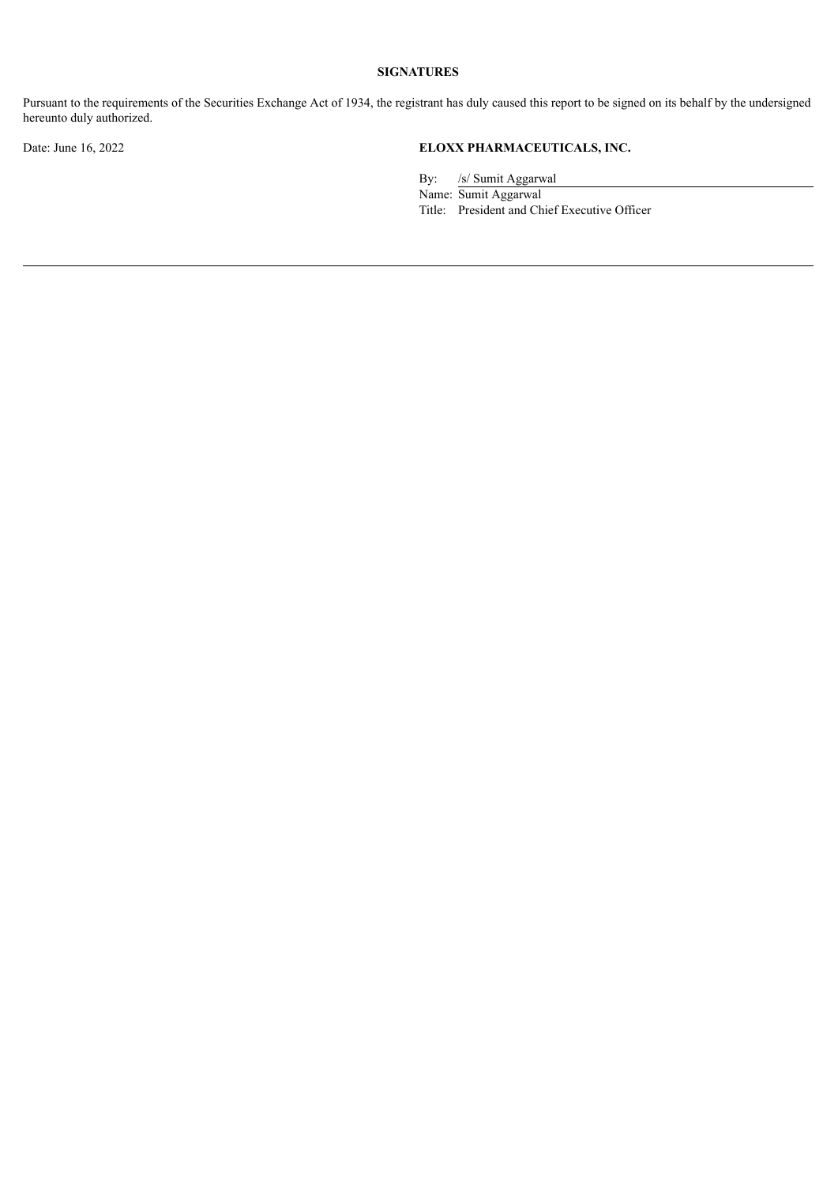**SIGNATURES**

Pursuant to the requirements of the Securities Exchange Act of 1934, the registrant has duly caused this report to be signed on its behalf by the undersigned hereunto duly authorized.

Date: June 16, 2022

**ELOXX PHARMACEUTICALS, INC.**

By: /s/ Sumit Aggarwal
Name: Sumit Aggarwal
Title: President and Chief Executive Officer